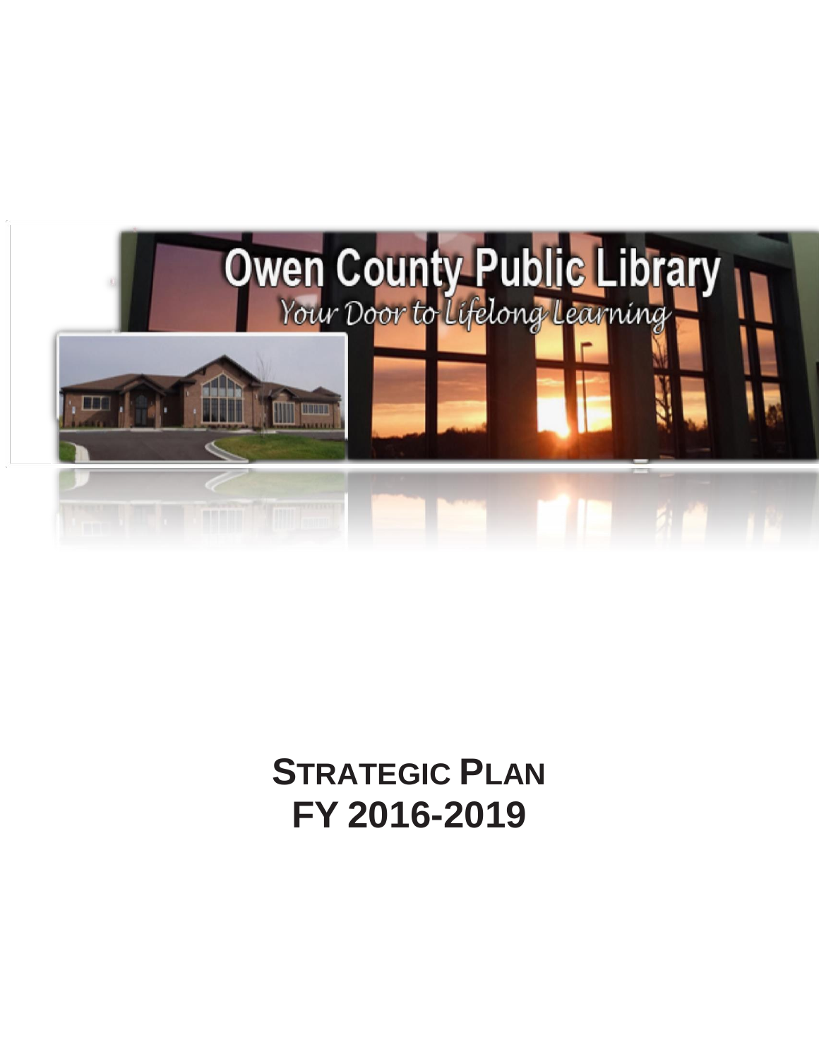# Owen County Public Library

*Your Door to Lifelong Learning*

# STRATEGIC PLAN
# FY 2016-2019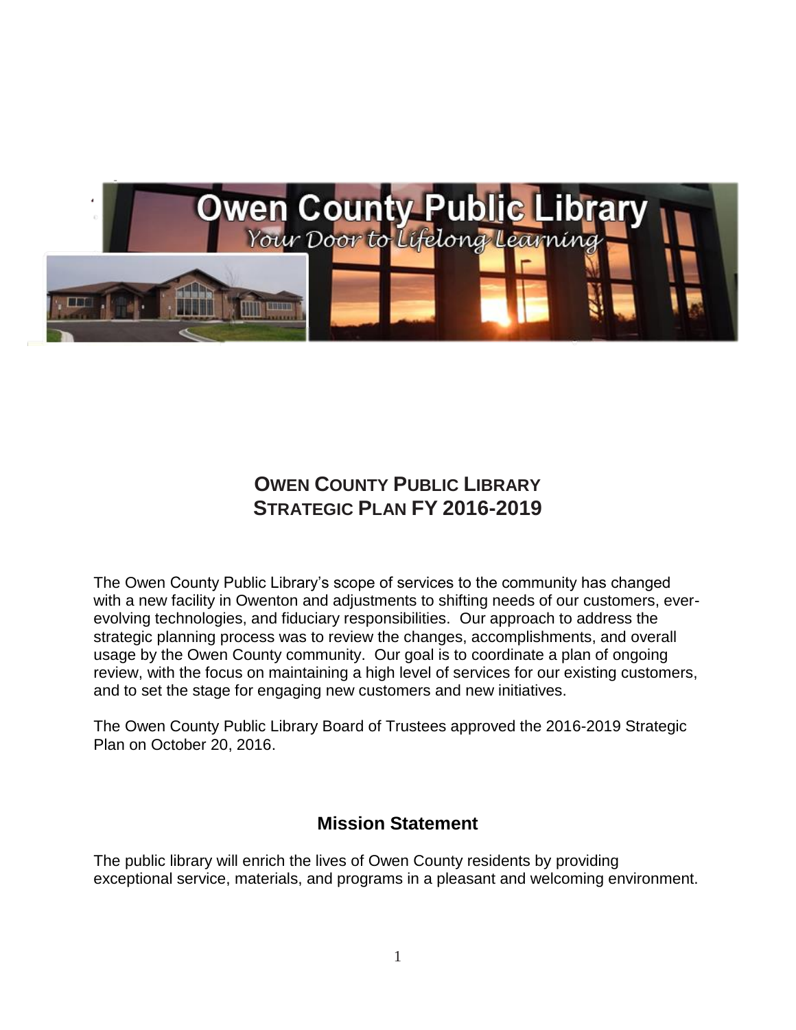# OWEN COUNTY PUBLIC LIBRARY STRATEGIC PLAN FY 2016-2019

The Owen County Public Library's scope of services to the community has changed with a new facility in Owenton and adjustments to shifting needs of our customers, ever-evolving technologies, and fiduciary responsibilities. Our approach to address the strategic planning process was to review the changes, accomplishments, and overall usage by the Owen County community. Our goal is to coordinate a plan of ongoing review, with the focus on maintaining a high level of services for our existing customers, and to set the stage for engaging new customers and new initiatives.

The Owen County Public Library Board of Trustees approved the 2016-2019 Strategic Plan on October 20, 2016.

## Mission Statement

The public library will enrich the lives of Owen County residents by providing exceptional service, materials, and programs in a pleasant and welcoming environment.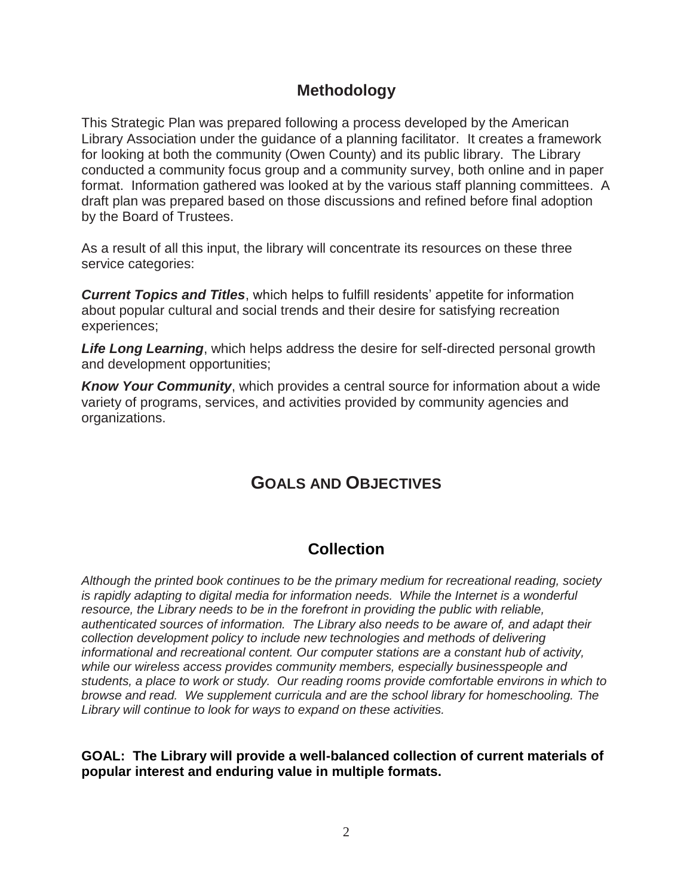## Methodology

This Strategic Plan was prepared following a process developed by the American Library Association under the guidance of a planning facilitator. It creates a framework for looking at both the community (Owen County) and its public library. The Library conducted a community focus group and a community survey, both online and in paper format. Information gathered was looked at by the various staff planning committees. A draft plan was prepared based on those discussions and refined before final adoption by the Board of Trustees.

As a result of all this input, the library will concentrate its resources on these three service categories:

***Current Topics and Titles***, which helps to fulfill residents' appetite for information about popular cultural and social trends and their desire for satisfying recreation experiences;

***Life Long Learning***, which helps address the desire for self-directed personal growth and development opportunities;

***Know Your Community***, which provides a central source for information about a wide variety of programs, services, and activities provided by community agencies and organizations.

# GOALS AND OBJECTIVES

## Collection

*Although the printed book continues to be the primary medium for recreational reading, society is rapidly adapting to digital media for information needs. While the Internet is a wonderful resource, the Library needs to be in the forefront in providing the public with reliable, authenticated sources of information. The Library also needs to be aware of, and adapt their collection development policy to include new technologies and methods of delivering informational and recreational content. Our computer stations are a constant hub of activity, while our wireless access provides community members, especially businesspeople and students, a place to work or study. Our reading rooms provide comfortable environs in which to browse and read. We supplement curricula and are the school library for homeschooling. The Library will continue to look for ways to expand on these activities.*

**GOAL: The Library will provide a well-balanced collection of current materials of popular interest and enduring value in multiple formats.**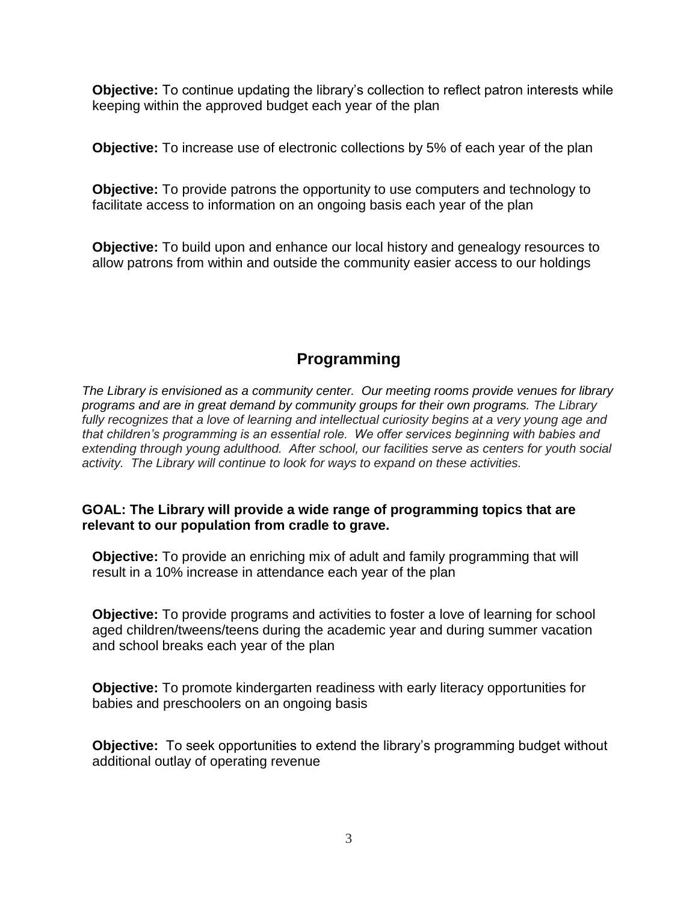**Objective:** To continue updating the library's collection to reflect patron interests while keeping within the approved budget each year of the plan

**Objective:** To increase use of electronic collections by 5% of each year of the plan

**Objective:** To provide patrons the opportunity to use computers and technology to facilitate access to information on an ongoing basis each year of the plan

**Objective:** To build upon and enhance our local history and genealogy resources to allow patrons from within and outside the community easier access to our holdings

## Programming

*The Library is envisioned as a community center. Our meeting rooms provide venues for library programs and are in great demand by community groups for their own programs. The Library fully recognizes that a love of learning and intellectual curiosity begins at a very young age and that children's programming is an essential role. We offer services beginning with babies and extending through young adulthood. After school, our facilities serve as centers for youth social activity. The Library will continue to look for ways to expand on these activities.*

**GOAL: The Library will provide a wide range of programming topics that are relevant to our population from cradle to grave.**

**Objective:** To provide an enriching mix of adult and family programming that will result in a 10% increase in attendance each year of the plan

**Objective:** To provide programs and activities to foster a love of learning for school aged children/tweens/teens during the academic year and during summer vacation and school breaks each year of the plan

**Objective:** To promote kindergarten readiness with early literacy opportunities for babies and preschoolers on an ongoing basis

**Objective:** To seek opportunities to extend the library's programming budget without additional outlay of operating revenue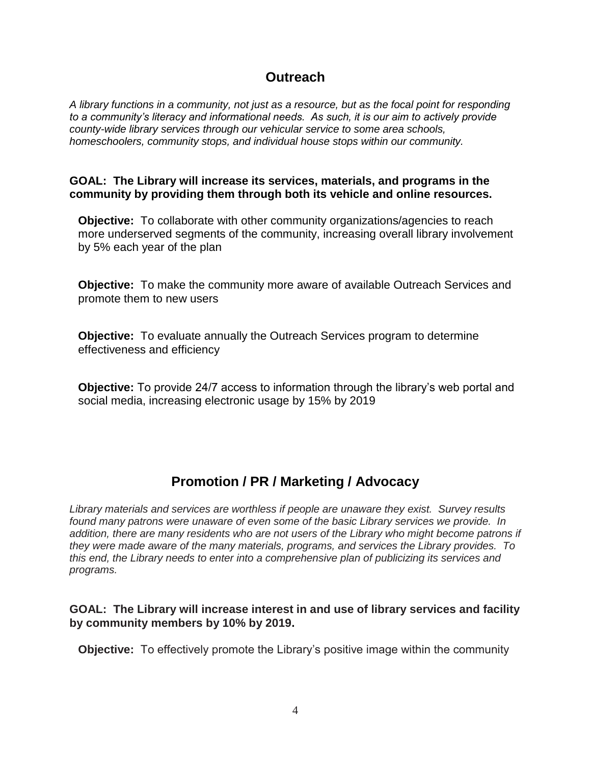## Outreach

*A library functions in a community, not just as a resource, but as the focal point for responding to a community's literacy and informational needs. As such, it is our aim to actively provide county-wide library services through our vehicular service to some area schools, homeschoolers, community stops, and individual house stops within our community.*

**GOAL: The Library will increase its services, materials, and programs in the community by providing them through both its vehicle and online resources.**

**Objective:** To collaborate with other community organizations/agencies to reach more underserved segments of the community, increasing overall library involvement by 5% each year of the plan

**Objective:** To make the community more aware of available Outreach Services and promote them to new users

**Objective:** To evaluate annually the Outreach Services program to determine effectiveness and efficiency

**Objective:** To provide 24/7 access to information through the library's web portal and social media, increasing electronic usage by 15% by 2019

## Promotion / PR / Marketing / Advocacy

*Library materials and services are worthless if people are unaware they exist. Survey results found many patrons were unaware of even some of the basic Library services we provide. In addition, there are many residents who are not users of the Library who might become patrons if they were made aware of the many materials, programs, and services the Library provides. To this end, the Library needs to enter into a comprehensive plan of publicizing its services and programs.*

**GOAL: The Library will increase interest in and use of library services and facility by community members by 10% by 2019.**

**Objective:** To effectively promote the Library's positive image within the community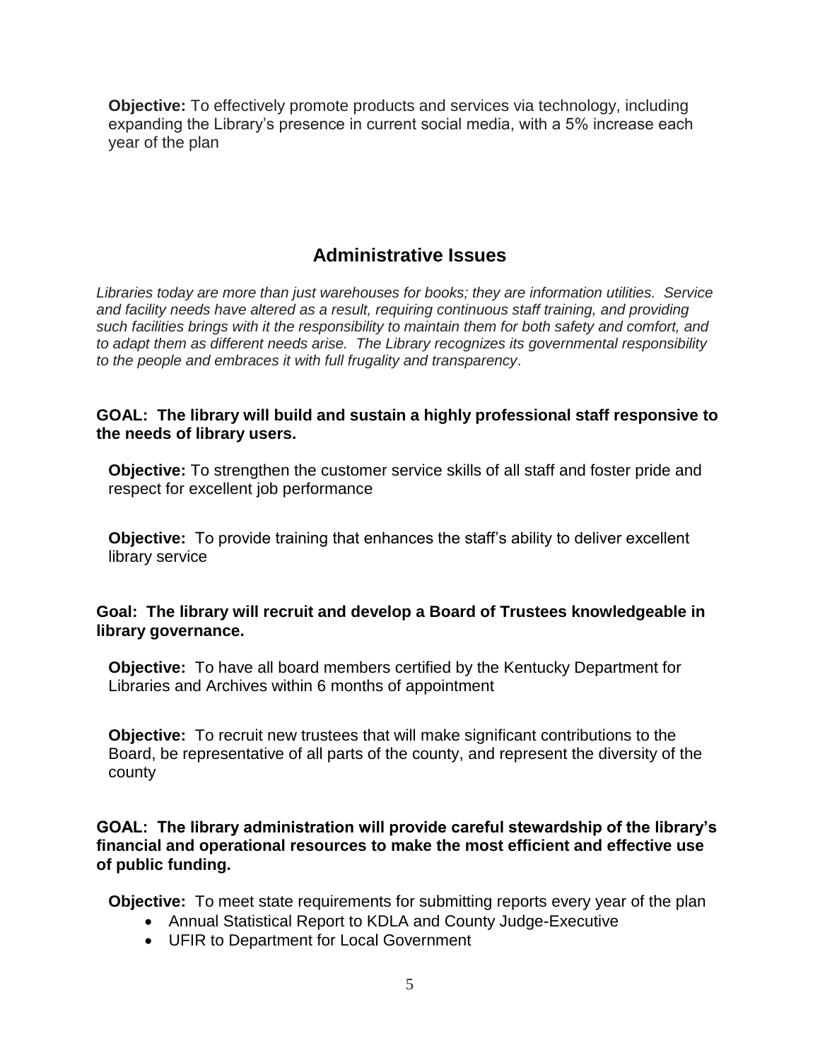**Objective:** To effectively promote products and services via technology, including expanding the Library's presence in current social media, with a 5% increase each year of the plan

## Administrative Issues

*Libraries today are more than just warehouses for books; they are information utilities. Service and facility needs have altered as a result, requiring continuous staff training, and providing such facilities brings with it the responsibility to maintain them for both safety and comfort, and to adapt them as different needs arise. The Library recognizes its governmental responsibility to the people and embraces it with full frugality and transparency*.

**GOAL: The library will build and sustain a highly professional staff responsive to the needs of library users.**

**Objective:** To strengthen the customer service skills of all staff and foster pride and respect for excellent job performance

**Objective:** To provide training that enhances the staff's ability to deliver excellent library service

**Goal: The library will recruit and develop a Board of Trustees knowledgeable in library governance.**

**Objective:** To have all board members certified by the Kentucky Department for Libraries and Archives within 6 months of appointment

**Objective:** To recruit new trustees that will make significant contributions to the Board, be representative of all parts of the county, and represent the diversity of the county

**GOAL: The library administration will provide careful stewardship of the library's financial and operational resources to make the most efficient and effective use of public funding.**

**Objective:** To meet state requirements for submitting reports every year of the plan

- Annual Statistical Report to KDLA and County Judge-Executive
- UFIR to Department for Local Government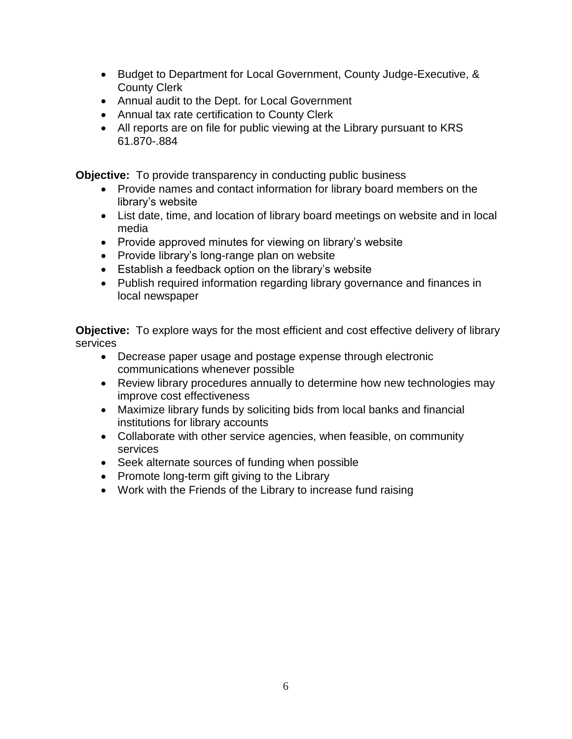- Budget to Department for Local Government, County Judge-Executive, & County Clerk
- Annual audit to the Dept. for Local Government
- Annual tax rate certification to County Clerk
- All reports are on file for public viewing at the Library pursuant to KRS 61.870-.884

**Objective:** To provide transparency in conducting public business

- Provide names and contact information for library board members on the library's website
- List date, time, and location of library board meetings on website and in local media
- Provide approved minutes for viewing on library's website
- Provide library's long-range plan on website
- Establish a feedback option on the library's website
- Publish required information regarding library governance and finances in local newspaper

**Objective:** To explore ways for the most efficient and cost effective delivery of library services

- Decrease paper usage and postage expense through electronic communications whenever possible
- Review library procedures annually to determine how new technologies may improve cost effectiveness
- Maximize library funds by soliciting bids from local banks and financial institutions for library accounts
- Collaborate with other service agencies, when feasible, on community services
- Seek alternate sources of funding when possible
- Promote long-term gift giving to the Library
- Work with the Friends of the Library to increase fund raising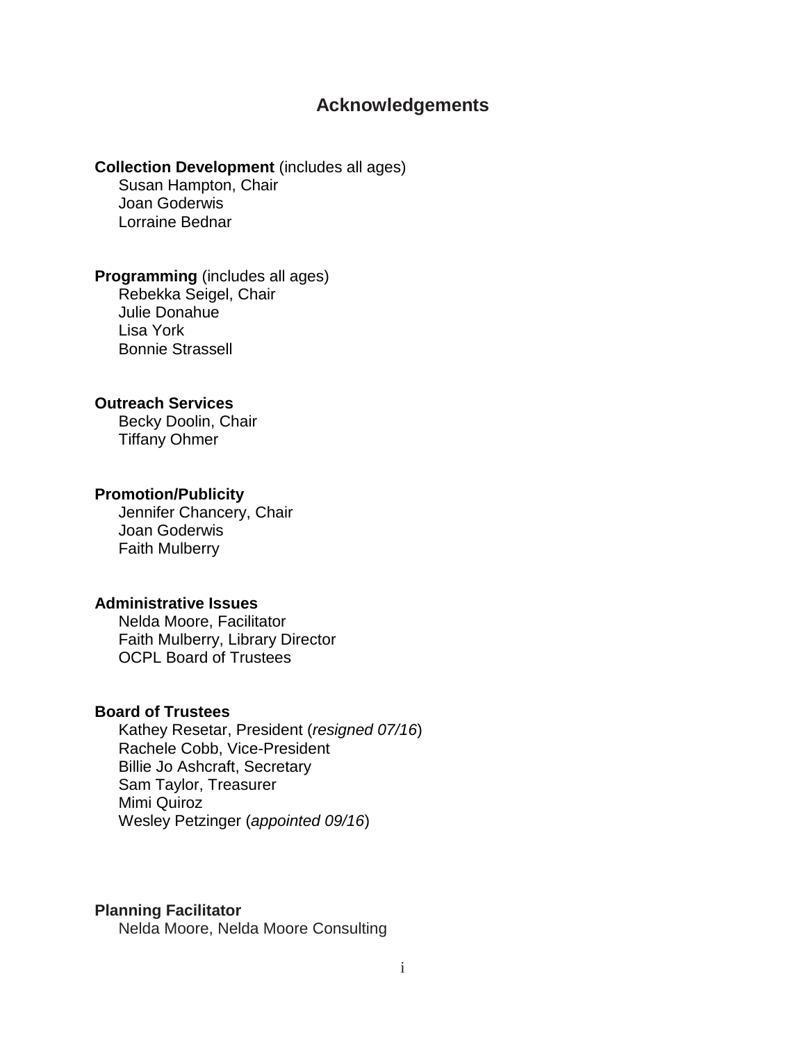# Acknowledgements

**Collection Development** (includes all ages)
Susan Hampton, Chair
Joan Goderwis
Lorraine Bednar

**Programming** (includes all ages)
Rebekka Seigel, Chair
Julie Donahue
Lisa York
Bonnie Strassell

**Outreach Services**
Becky Doolin, Chair
Tiffany Ohmer

**Promotion/Publicity**
Jennifer Chancery, Chair
Joan Goderwis
Faith Mulberry

**Administrative Issues**
Nelda Moore, Facilitator
Faith Mulberry, Library Director
OCPL Board of Trustees

**Board of Trustees**
Kathey Resetar, President (*resigned 07/16*)
Rachele Cobb, Vice-President
Billie Jo Ashcraft, Secretary
Sam Taylor, Treasurer
Mimi Quiroz
Wesley Petzinger (*appointed 09/16*)

**Planning Facilitator**
Nelda Moore, Nelda Moore Consulting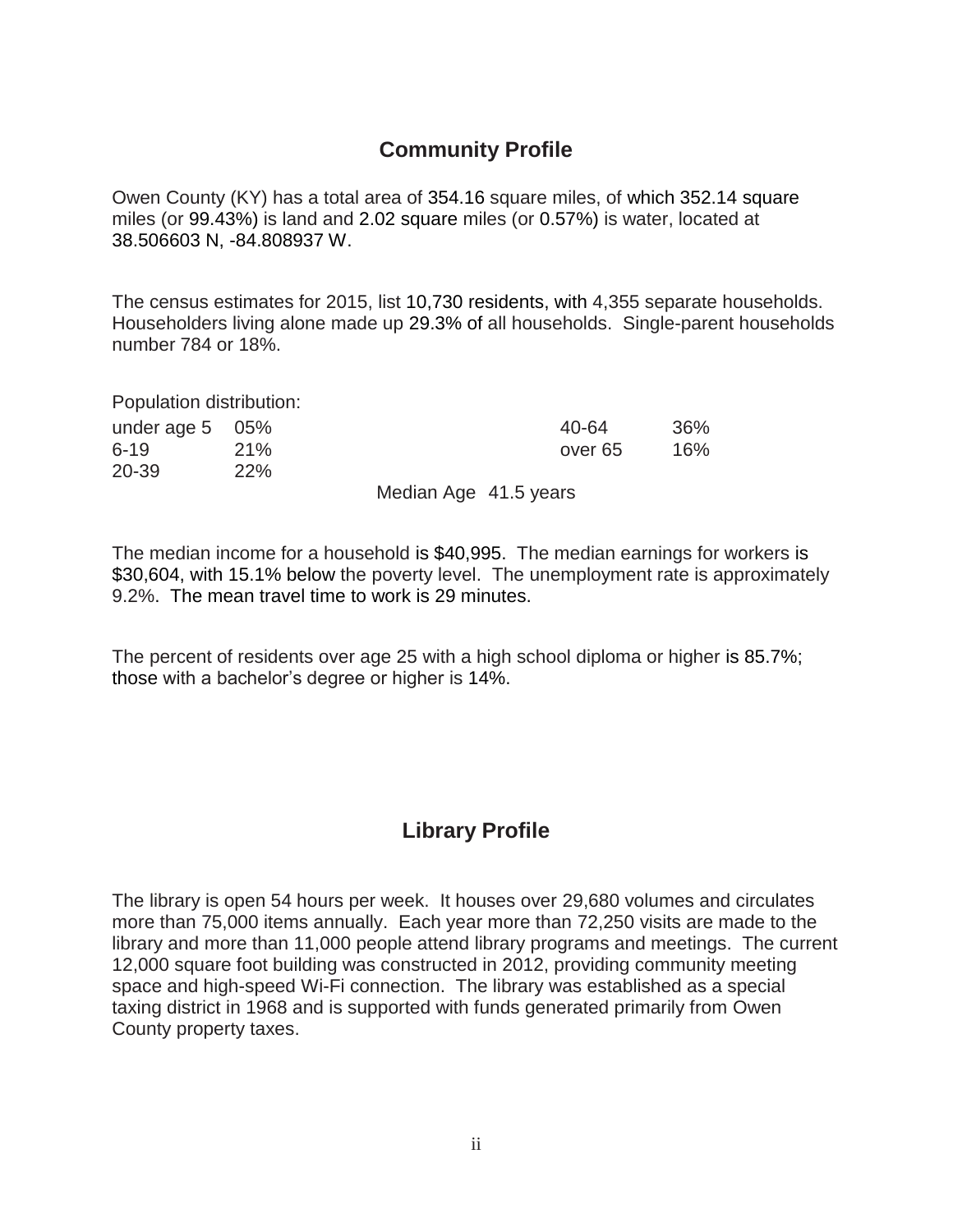## Community Profile

Owen County (KY) has a total area of 354.16 square miles, of which 352.14 square miles (or 99.43%) is land and 2.02 square miles (or 0.57%) is water, located at 38.506603 N, -84.808937 W.

The census estimates for 2015, list 10,730 residents, with 4,355 separate households. Householders living alone made up 29.3% of all households. Single-parent households number 784 or 18%.

Population distribution:

| | | | |
|---|---|---|---|
| under age 5 | 05% | 40-64 | 36% |
| 6-19 | 21% | over 65 | 16% |
| 20-39 | 22% | | |

Median Age 41.5 years

The median income for a household is $40,995. The median earnings for workers is $30,604, with 15.1% below the poverty level. The unemployment rate is approximately 9.2%. The mean travel time to work is 29 minutes.

The percent of residents over age 25 with a high school diploma or higher is 85.7%; those with a bachelor's degree or higher is 14%.

## Library Profile

The library is open 54 hours per week. It houses over 29,680 volumes and circulates more than 75,000 items annually. Each year more than 72,250 visits are made to the library and more than 11,000 people attend library programs and meetings. The current 12,000 square foot building was constructed in 2012, providing community meeting space and high-speed Wi-Fi connection. The library was established as a special taxing district in 1968 and is supported with funds generated primarily from Owen County property taxes.